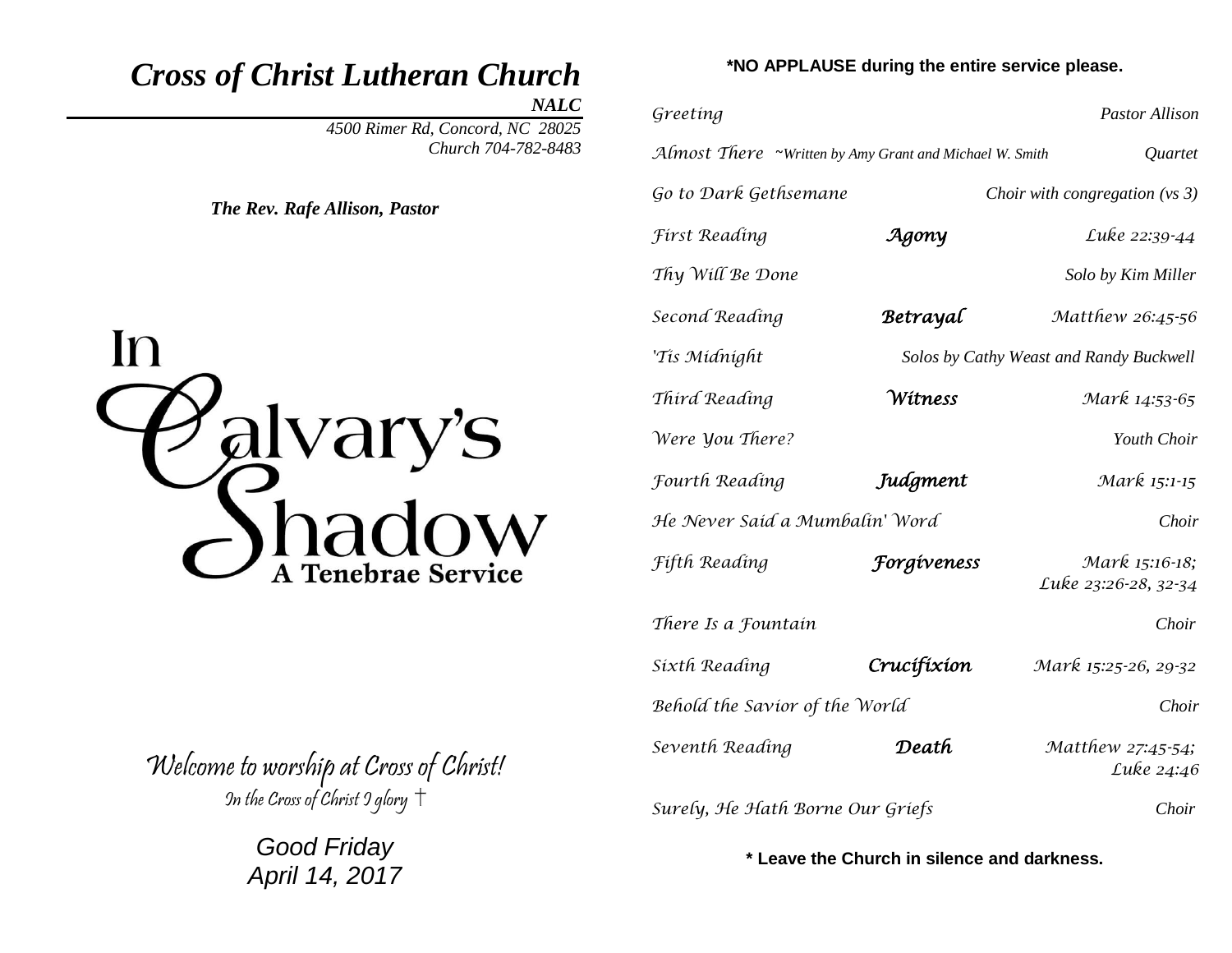# *Cross of Christ Lutheran Church*

***NALC***

*4500 Rimer Rd, Concord, NC 28025*
*Church 704-782-8483*

***The Rev. Rafe Allison, Pastor***

# In Calvary's Shadow

## A Tenebrae Service

*Welcome to worship at Cross of Christ!*
*In the Cross of Christ I glory †*

*Good Friday*
*April 14, 2017*

---

**\*NO APPLAUSE during the entire service please.**

| | | |
|---|---|---|
| *Greeting* | | *Pastor Allison* |
| *Almost There* ~*Written by Amy Grant and Michael W. Smith* | | *Quartet* |
| *Go to Dark Gethsemane* | | *Choir with congregation (vs 3)* |
| *First Reading* | ***Agony*** | *Luke 22:39-44* |
| *Thy Will Be Done* | | *Solo by Kim Miller* |
| *Second Reading* | ***Betrayal*** | *Matthew 26:45-56* |
| *'Tis Midnight* | | *Solos by Cathy Weast and Randy Buckwell* |
| *Third Reading* | ***Witness*** | *Mark 14:53-65* |
| *Were You There?* | | *Youth Choir* |
| *Fourth Reading* | ***Judgment*** | *Mark 15:1-15* |
| *He Never Said a Mumbalin' Word* | | *Choir* |
| *Fifth Reading* | ***Forgiveness*** | *Mark 15:16-18; Luke 23:26-28, 32-34* |
| *There Is a Fountain* | | *Choir* |
| *Sixth Reading* | ***Crucifixion*** | *Mark 15:25-26, 29-32* |
| *Behold the Savior of the World* | | *Choir* |
| *Seventh Reading* | ***Death*** | *Matthew 27:45-54; Luke 24:46* |
| *Surely, He Hath Borne Our Griefs* | | *Choir* |

**\* Leave the Church in silence and darkness.**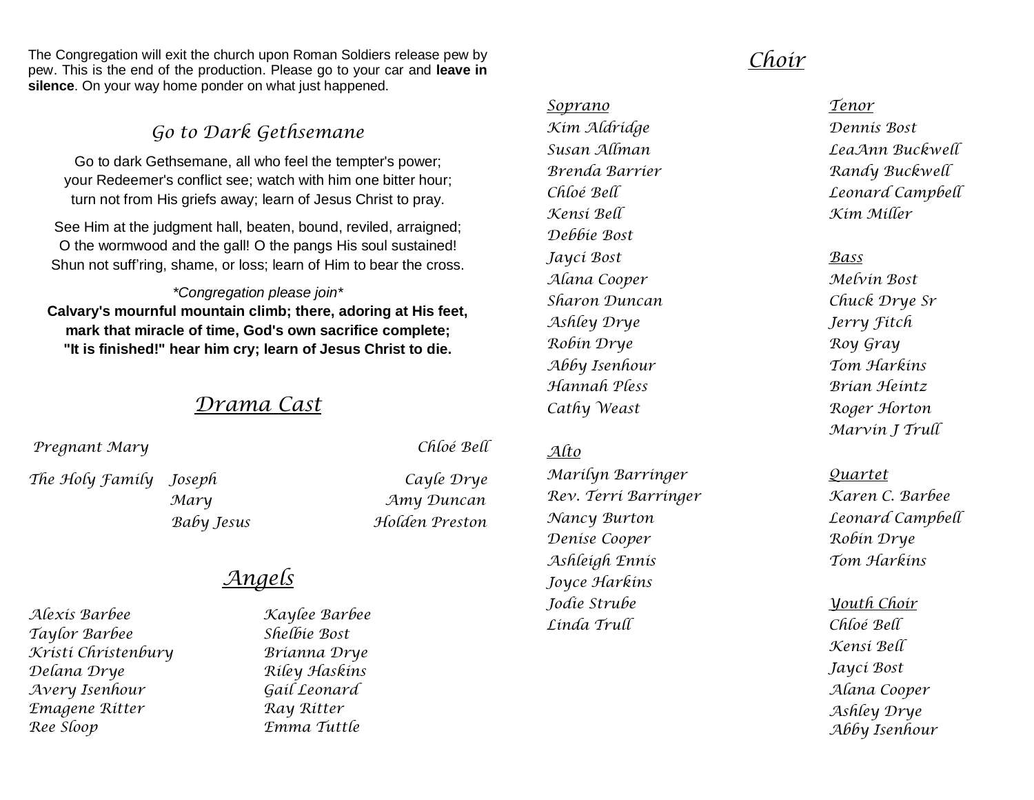The Congregation will exit the church upon Roman Soldiers release pew by pew. This is the end of the production. Please go to your car and **leave in silence**. On your way home ponder on what just happened.

## *Go to Dark Gethsemane*

Go to dark Gethsemane, all who feel the tempter's power;
your Redeemer's conflict see; watch with him one bitter hour;
turn not from His griefs away; learn of Jesus Christ to pray.

See Him at the judgment hall, beaten, bound, reviled, arraigned;
O the wormwood and the gall! O the pangs His soul sustained!
Shun not suff'ring, shame, or loss; learn of Him to bear the cross.

*\*Congregation please join\**

**Calvary's mournful mountain climb; there, adoring at His feet,**
**mark that miracle of time, God's own sacrifice complete;**
**"It is finished!" hear him cry; learn of Jesus Christ to die.**

## *Drama Cast*

| | | |
|---|---|---|
| *Pregnant Mary* | | *Chloé Bell* |
| *The Holy Family* | *Joseph* | *Cayle Drye* |
| | *Mary* | *Amy Duncan* |
| | *Baby Jesus* | *Holden Preston* |

## *Angels*

*Alexis Barbee*
*Taylor Barbee*
*Kristi Christenbury*
*Delana Drye*
*Avery Isenhour*
*Emagene Ritter*
*Ree Sloop*
*Kaylee Barbee*
*Shelbie Bost*
*Brianna Drye*
*Riley Haskins*
*Gail Leonard*
*Ray Ritter*
*Emma Tuttle*

## *Choir*

### *Soprano*

*Kim Aldridge*
*Susan Allman*
*Brenda Barrier*
*Chloé Bell*
*Kensi Bell*
*Debbie Bost*
*Jayci Bost*
*Alana Cooper*
*Sharon Duncan*
*Ashley Drye*
*Robin Drye*
*Abby Isenhour*
*Hannah Pless*
*Cathy Weast*

### *Alto*

*Marilyn Barringer*
*Rev. Terri Barringer*
*Nancy Burton*
*Denise Cooper*
*Ashleigh Ennis*
*Joyce Harkins*
*Jodie Strube*
*Linda Trull*

### *Tenor*

*Dennis Bost*
*LeaAnn Buckwell*
*Randy Buckwell*
*Leonard Campbell*
*Kim Miller*

### *Bass*

*Melvin Bost*
*Chuck Drye Sr*
*Jerry Fitch*
*Roy Gray*
*Tom Harkins*
*Brian Heintz*
*Roger Horton*
*Marvin J Trull*

### *Quartet*

*Karen C. Barbee*
*Leonard Campbell*
*Robin Drye*
*Tom Harkins*

### *Youth Choir*

*Chloé Bell*
*Kensi Bell*
*Jayci Bost*
*Alana Cooper*
*Ashley Drye*
*Abby Isenhour*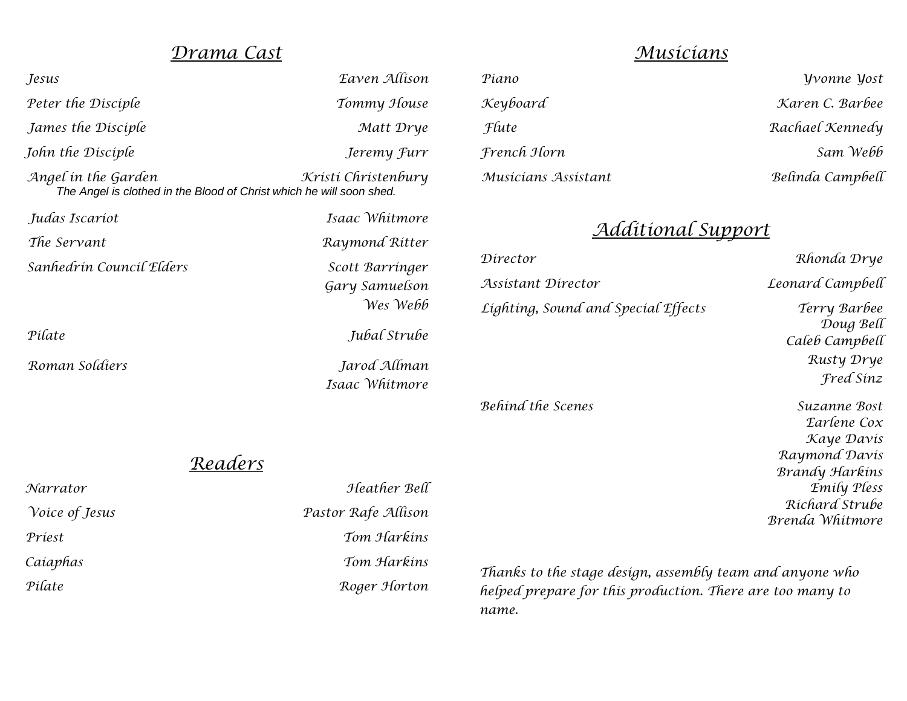## Drama Cast

| Role | Name |
| --- | --- |
| Jesus | Eaven Allison |
| Peter the Disciple | Tommy House |
| James the Disciple | Matt Drye |
| John the Disciple | Jeremy Furr |
| Angel in the Garden | Kristi Christenbury |

The Angel is clothed in the Blood of Christ which he will soon shed.

| Role | Name |
| --- | --- |
| Judas Iscariot | Isaac Whitmore |
| The Servant | Raymond Ritter |
| Sanhedrin Council Elders | Scott Barringer<br>Gary Samuelson<br>Wes Webb |
| Pilate | Jubal Strube |
| Roman Soldiers | Jarod Allman<br>Isaac Whitmore |

## Readers

| Role | Name |
| --- | --- |
| Narrator | Heather Bell |
| Voice of Jesus | Pastor Rafe Allison |
| Priest | Tom Harkins |
| Caiaphas | Tom Harkins |
| Pilate | Roger Horton |

## Musicians

| Role | Name |
| --- | --- |
| Piano | Yvonne Yost |
| Keyboard | Karen C. Barbee |
| Flute | Rachael Kennedy |
| French Horn | Sam Webb |
| Musicians Assistant | Belinda Campbell |

## Additional Support

| Role | Name |
| --- | --- |
| Director | Rhonda Drye |
| Assistant Director | Leonard Campbell |
| Lighting, Sound and Special Effects | Terry Barbee<br>Doug Bell<br>Caleb Campbell<br>Rusty Drye<br>Fred Sinz |
| Behind the Scenes | Suzanne Bost<br>Earlene Cox<br>Kaye Davis<br>Raymond Davis<br>Brandy Harkins<br>Emily Pless<br>Richard Strube<br>Brenda Whitmore |

*Thanks to the stage design, assembly team and anyone who helped prepare for this production. There are too many to name.*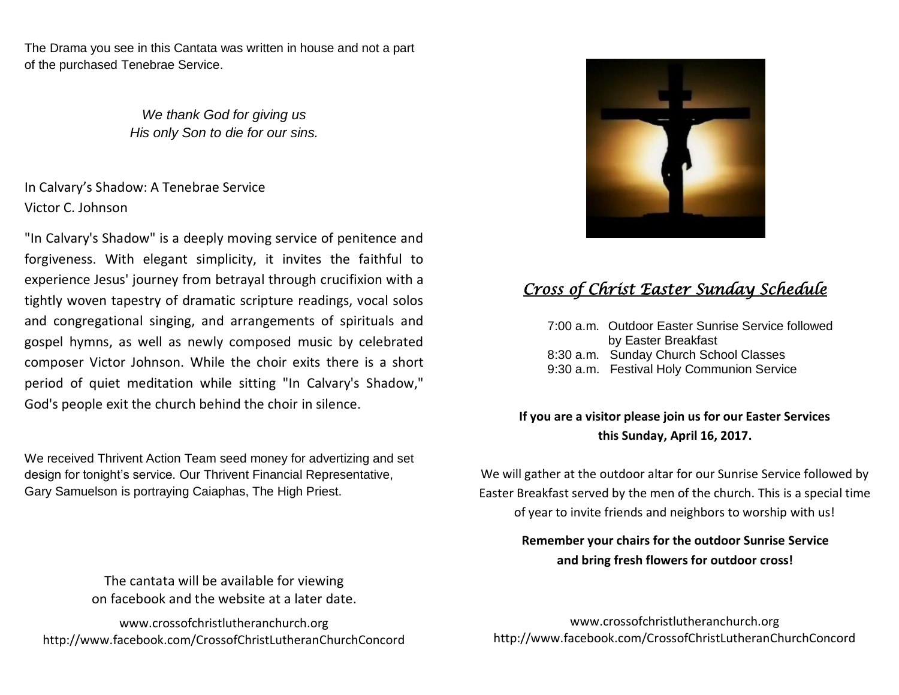The Drama you see in this Cantata was written in house and not a part of the purchased Tenebrae Service.

*We thank God for giving us*
*His only Son to die for our sins.*

In Calvary's Shadow: A Tenebrae Service
Victor C. Johnson

"In Calvary's Shadow" is a deeply moving service of penitence and forgiveness. With elegant simplicity, it invites the faithful to experience Jesus' journey from betrayal through crucifixion with a tightly woven tapestry of dramatic scripture readings, vocal solos and congregational singing, and arrangements of spirituals and gospel hymns, as well as newly composed music by celebrated composer Victor Johnson. While the choir exits there is a short period of quiet meditation while sitting "In Calvary's Shadow," God's people exit the church behind the choir in silence.

We received Thrivent Action Team seed money for advertizing and set design for tonight's service. Our Thrivent Financial Representative, Gary Samuelson is portraying Caiaphas, The High Priest.

The cantata will be available for viewing on facebook and the website at a later date.

www.crossofchristlutheranchurch.org
http://www.facebook.com/CrossofChristLutheranChurchConcord

## *Cross of Christ Easter Sunday Schedule*

7:00 a.m. Outdoor Easter Sunrise Service followed by Easter Breakfast
8:30 a.m. Sunday Church School Classes
9:30 a.m. Festival Holy Communion Service

**If you are a visitor please join us for our Easter Services this Sunday, April 16, 2017.**

We will gather at the outdoor altar for our Sunrise Service followed by Easter Breakfast served by the men of the church. This is a special time of year to invite friends and neighbors to worship with us!

**Remember your chairs for the outdoor Sunrise Service and bring fresh flowers for outdoor cross!**

www.crossofchristlutheranchurch.org
http://www.facebook.com/CrossofChristLutheranChurchConcord